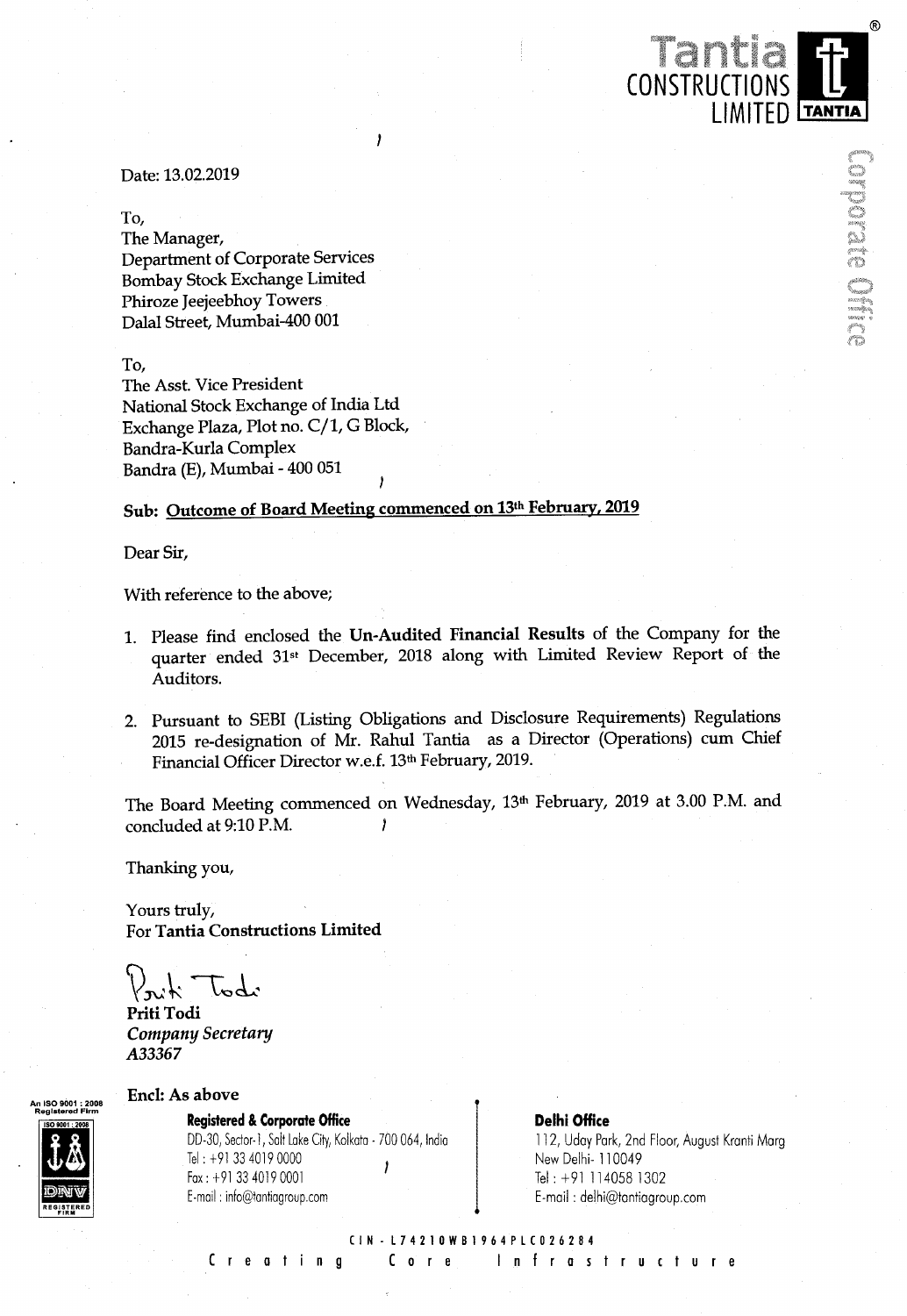**Tantia CONSTRUCTIONS LIMITED**

Date: 13.02.2019

To,
The Manager,
Department of Corporate Services
Bombay Stock Exchange Limited
Phiroze Jeejeebhoy Towers
Dalal Street, Mumbai-400 001

To,
The Asst. Vice President
National Stock Exchange of India Ltd
Exchange Plaza, Plot no. C/1, G Block,
Bandra-Kurla Complex
Bandra (E), Mumbai - 400 051

**Sub: Outcome of Board Meeting commenced on 13th February, 2019**

Dear Sir,

With reference to the above;

1. Please find enclosed the **Un-Audited Financial Results** of the Company for the quarter ended 31st December, 2018 along with Limited Review Report of the Auditors.

2. Pursuant to SEBI (Listing Obligations and Disclosure Requirements) Regulations 2015 re-designation of Mr. Rahul Tantia as a Director (Operations) cum Chief Financial Officer Director w.e.f. 13th February, 2019.

The Board Meeting commenced on Wednesday, 13th February, 2019 at 3.00 P.M. and concluded at 9:10 P.M.

Thanking you,

Yours truly,
For **Tantia Constructions Limited**

**Priti Todi**
*Company Secretary*
*A33367*

**Encl: As above**

**Registered & Corporate Office**
DD-30, Sector-1, Salt Lake City, Kolkata - 700 064, India
Tel : +91 33 4019 0000
Fax : +91 33 4019 0001
E-mail : info@tantiagroup.com

**Delhi Office**
112, Uday Park, 2nd Floor, August Kranti Marg
New Delhi- 110049
Tel : +91 114058 1302
E-mail : delhi@tantiagroup.com

CIN - L74210WB1964PLC026284

Creating Core Infrastructure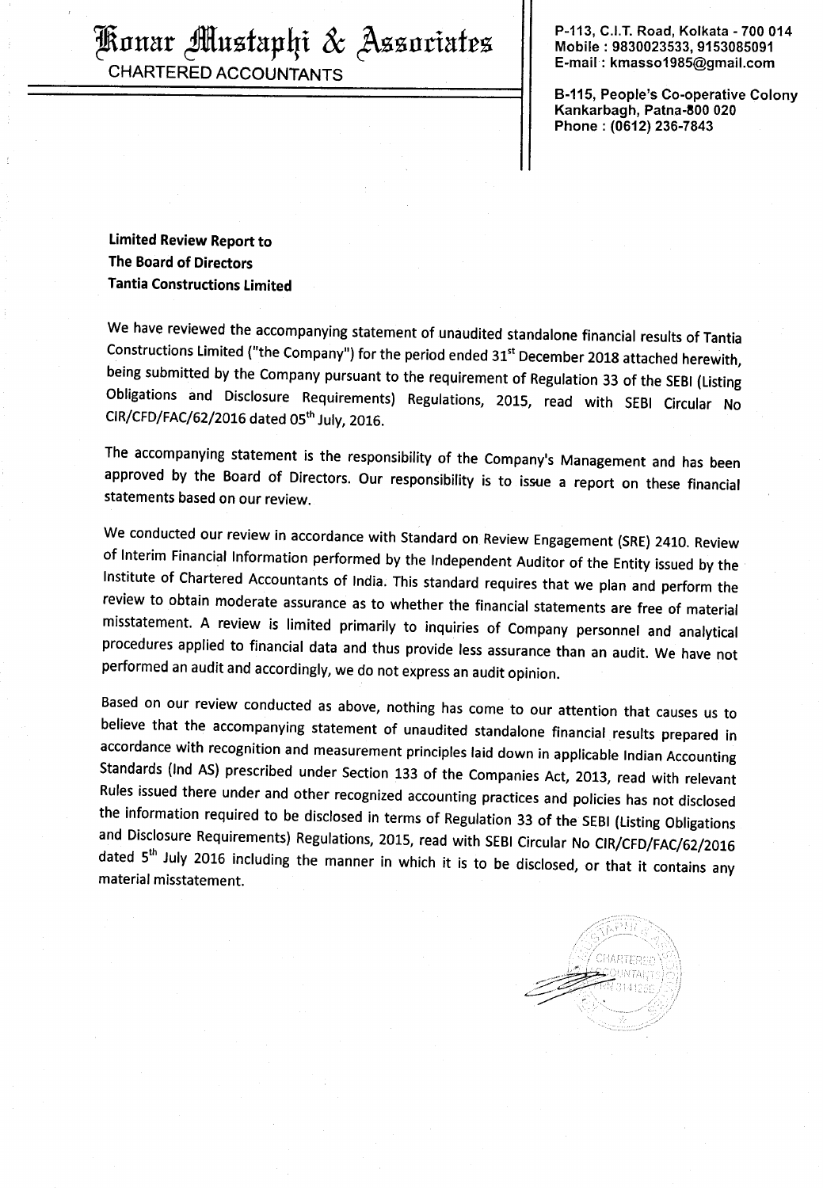# Konar Mustaphi & Associates

CHARTERED ACCOUNTANTS

P-113, C.I.T. Road, Kolkata - 700 014
Mobile : 9830023533, 9153085091
E-mail : kmasso1985@gmail.com

B-115, People's Co-operative Colony
Kankarbagh, Patna-800 020
Phone : (0612) 236-7843

**Limited Review Report to**
**The Board of Directors**
**Tantia Constructions Limited**

We have reviewed the accompanying statement of unaudited standalone financial results of Tantia Constructions Limited ("the Company") for the period ended 31st December 2018 attached herewith, being submitted by the Company pursuant to the requirement of Regulation 33 of the SEBI (Listing Obligations and Disclosure Requirements) Regulations, 2015, read with SEBI Circular No CIR/CFD/FAC/62/2016 dated 05th July, 2016.

The accompanying statement is the responsibility of the Company's Management and has been approved by the Board of Directors. Our responsibility is to issue a report on these financial statements based on our review.

We conducted our review in accordance with Standard on Review Engagement (SRE) 2410. Review of Interim Financial Information performed by the Independent Auditor of the Entity issued by the Institute of Chartered Accountants of India. This standard requires that we plan and perform the review to obtain moderate assurance as to whether the financial statements are free of material misstatement. A review is limited primarily to inquiries of Company personnel and analytical procedures applied to financial data and thus provide less assurance than an audit. We have not performed an audit and accordingly, we do not express an audit opinion.

Based on our review conducted as above, nothing has come to our attention that causes us to believe that the accompanying statement of unaudited standalone financial results prepared in accordance with recognition and measurement principles laid down in applicable Indian Accounting Standards (Ind AS) prescribed under Section 133 of the Companies Act, 2013, read with relevant Rules issued there under and other recognized accounting practices and policies has not disclosed the information required to be disclosed in terms of Regulation 33 of the SEBI (Listing Obligations and Disclosure Requirements) Regulations, 2015, read with SEBI Circular No CIR/CFD/FAC/62/2016 dated 5th July 2016 including the manner in which it is to be disclosed, or that it contains any material misstatement.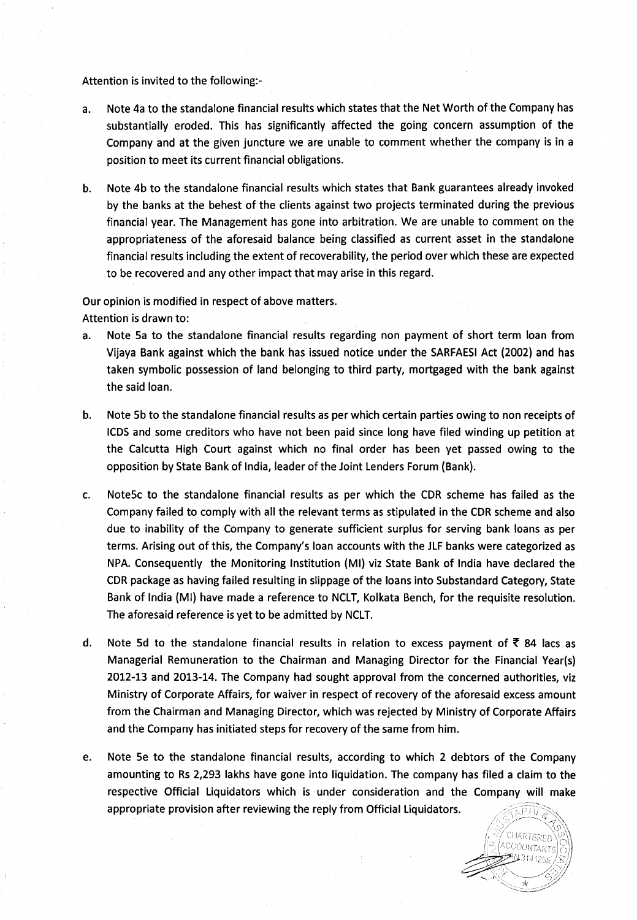Attention is invited to the following:-

a. Note 4a to the standalone financial results which states that the Net Worth of the Company has substantially eroded. This has significantly affected the going concern assumption of the Company and at the given juncture we are unable to comment whether the company is in a position to meet its current financial obligations.

b. Note 4b to the standalone financial results which states that Bank guarantees already invoked by the banks at the behest of the clients against two projects terminated during the previous financial year. The Management has gone into arbitration. We are unable to comment on the appropriateness of the aforesaid balance being classified as current asset in the standalone financial results including the extent of recoverability, the period over which these are expected to be recovered and any other impact that may arise in this regard.

Our opinion is modified in respect of above matters.

Attention is drawn to:

a. Note 5a to the standalone financial results regarding non payment of short term loan from Vijaya Bank against which the bank has issued notice under the SARFAESI Act (2002) and has taken symbolic possession of land belonging to third party, mortgaged with the bank against the said loan.

b. Note 5b to the standalone financial results as per which certain parties owing to non receipts of ICDS and some creditors who have not been paid since long have filed winding up petition at the Calcutta High Court against which no final order has been yet passed owing to the opposition by State Bank of India, leader of the Joint Lenders Forum (Bank).

c. Note5c to the standalone financial results as per which the CDR scheme has failed as the Company failed to comply with all the relevant terms as stipulated in the CDR scheme and also due to inability of the Company to generate sufficient surplus for serving bank loans as per terms. Arising out of this, the Company's loan accounts with the JLF banks were categorized as NPA. Consequently the Monitoring Institution (MI) viz State Bank of India have declared the CDR package as having failed resulting in slippage of the loans into Substandard Category, State Bank of India (MI) have made a reference to NCLT, Kolkata Bench, for the requisite resolution. The aforesaid reference is yet to be admitted by NCLT.

d. Note 5d to the standalone financial results in relation to excess payment of ₹ 84 lacs as Managerial Remuneration to the Chairman and Managing Director for the Financial Year(s) 2012-13 and 2013-14. The Company had sought approval from the concerned authorities, viz Ministry of Corporate Affairs, for waiver in respect of recovery of the aforesaid excess amount from the Chairman and Managing Director, which was rejected by Ministry of Corporate Affairs and the Company has initiated steps for recovery of the same from him.

e. Note 5e to the standalone financial results, according to which 2 debtors of the Company amounting to Rs 2,293 lakhs have gone into liquidation. The company has filed a claim to the respective Official Liquidators which is under consideration and the Company will make appropriate provision after reviewing the reply from Official Liquidators.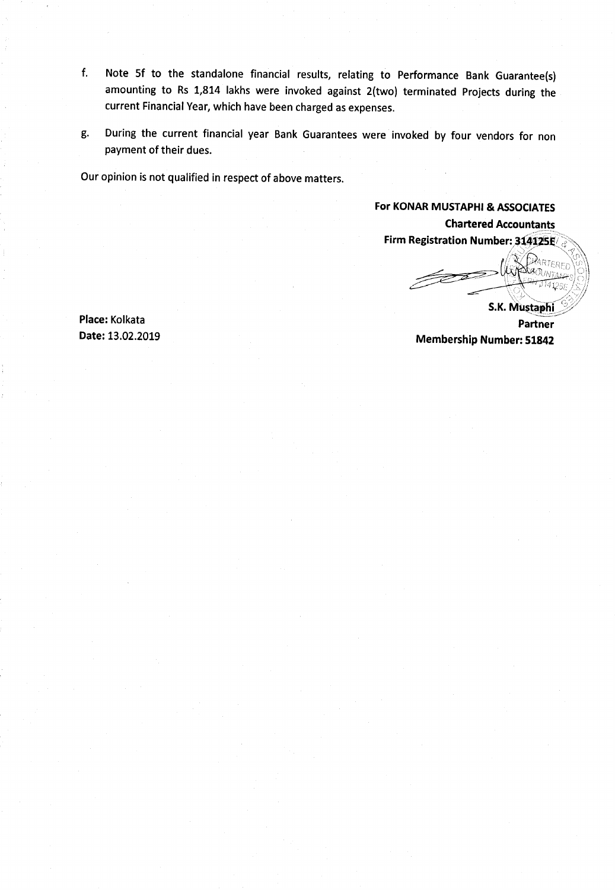f. Note 5f to the standalone financial results, relating to Performance Bank Guarantee(s) amounting to Rs 1,814 lakhs were invoked against 2(two) terminated Projects during the current Financial Year, which have been charged as expenses.

g. During the current financial year Bank Guarantees were invoked by four vendors for non payment of their dues.

Our opinion is not qualified in respect of above matters.

**For KONAR MUSTAPHI & ASSOCIATES**
**Chartered Accountants**
**Firm Registration Number: 314125E**

**S.K. Mustaphi**
**Partner**
**Membership Number: 51842**

**Place:** Kolkata
**Date:** 13.02.2019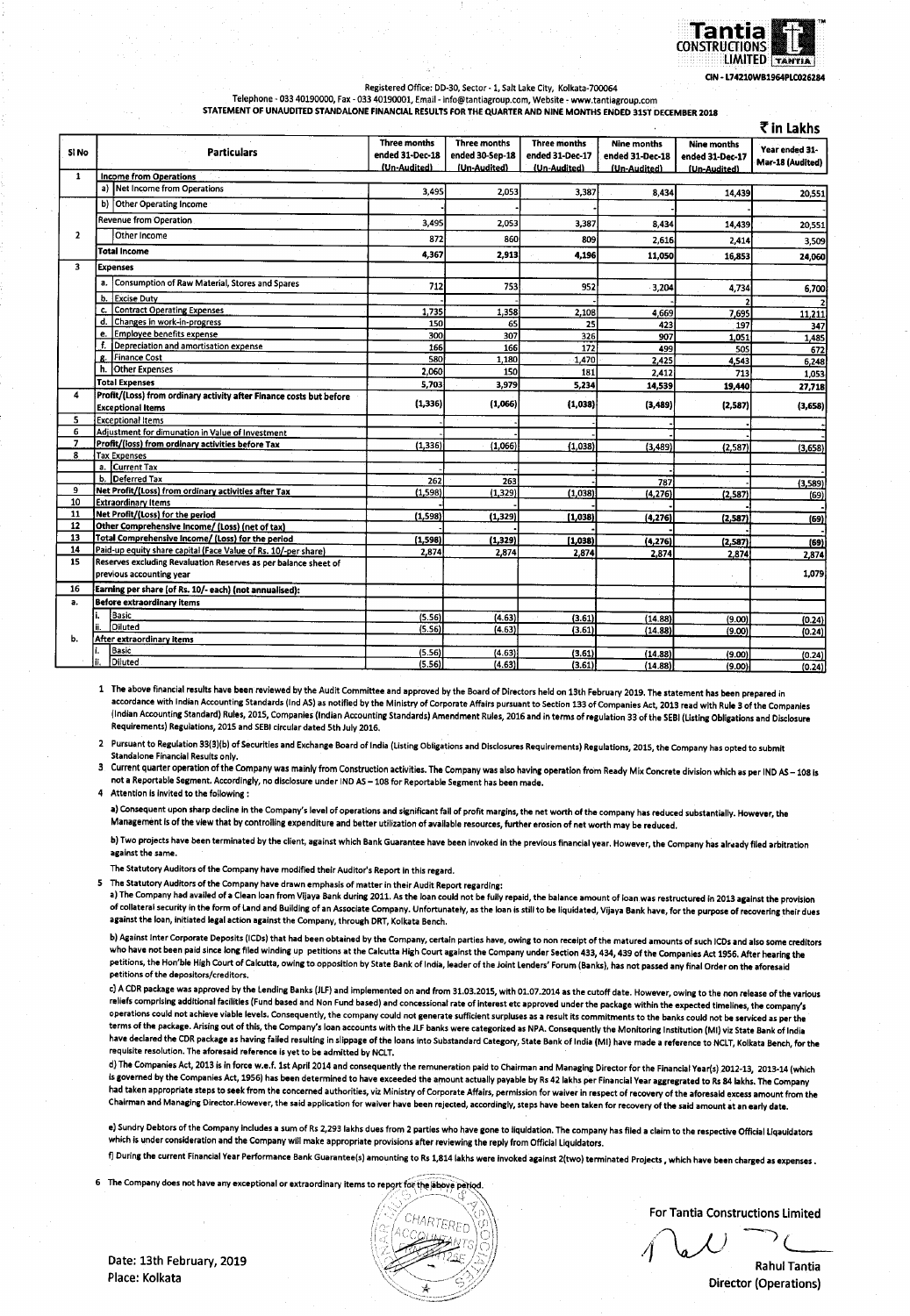**Tantia CONSTRUCTIONS LIMITED**

CIN - L74210WB1964PLC026284

Registered Office: DD-30, Sector - 1, Salt Lake City, Kolkata-700064

Telephone - 033 40190000, Fax - 033 40190001, Email - info@tantiagroup.com, Website - www.tantiagroup.com

**STATEMENT OF UNAUDITED STANDALONE FINANCIAL RESULTS FOR THE QUARTER AND NINE MONTHS ENDED 31ST DECEMBER 2018**

₹ in Lakhs

| Sl No | Particulars | Three months ended 31-Dec-18 (Un-Audited) | Three months ended 30-Sep-18 (Un-Audited) | Three months ended 31-Dec-17 (Un-Audited) | Nine months ended 31-Dec-18 (Un-Audited) | Nine months ended 31-Dec-17 (Un-Audited) | Year ended 31-Mar-18 (Audited) |
|---|---|---|---|---|---|---|---|
| 1 | **Income from Operations** | | | | | | |
| | a) Net Income from Operations | 3,495 | 2,053 | 3,387 | 8,434 | 14,439 | 20,551 |
| | b) Other Operating Income | - | - | - | - | - | - |
| | Revenue from Operation | 3,495 | 2,053 | 3,387 | 8,434 | 14,439 | 20,551 |
| 2 | Other Income | 872 | 860 | 809 | 2,616 | 2,414 | 3,509 |
| | **Total Income** | 4,367 | 2,913 | 4,196 | 11,050 | 16,853 | 24,060 |
| 3 | **Expenses** | | | | | | |
| | a. Consumption of Raw Material, Stores and Spares | 712 | 753 | 952 | 3,204 | 4,734 | 6,700 |
| | b. Excise Duty | - | - | - | - | 2 | 2 |
| | c. Contract Operating Expenses | 1,735 | 1,358 | 2,108 | 4,669 | 7,695 | 11,211 |
| | d. Changes in work-in-progress | 150 | 65 | 25 | 423 | 197 | 347 |
| | e. Employee benefits expense | 300 | 307 | 326 | 907 | 1,051 | 1,485 |
| | f. Depreciation and amortisation expense | 166 | 166 | 172 | 499 | 505 | 672 |
| | g. Finance Cost | 580 | 1,180 | 1,470 | 2,425 | 4,543 | 6,248 |
| | h. Other Expenses | 2,060 | 150 | 181 | 2,412 | 713 | 1,053 |
| | **Total Expenses** | 5,703 | 3,979 | 5,234 | 14,539 | 19,440 | 27,718 |
| 4 | **Profit/(Loss) from ordinary activity after Finance costs but before Exceptional Items** | (1,336) | (1,066) | (1,038) | (3,489) | (2,587) | (3,658) |
| 5 | Exceptional Items | - | - | - | - | - | - |
| 6 | Adjustment for dimunation in Value of Investment | - | - | - | - | - | - |
| 7 | **Profit/(loss) from ordinary activities before Tax** | (1,336) | (1,066) | (1,038) | (3,489) | (2,587) | (3,658) |
| 8 | Tax Expenses | | | | | | |
| | a. Current Tax | - | - | - | - | - | - |
| | b. Deferred Tax | 262 | 263 | - | 787 | - | (3,589) |
| 9 | **Net Profit/(Loss) from ordinary activities after Tax** | (1,598) | (1,329) | (1,038) | (4,276) | (2,587) | (69) |
| 10 | Extraordinary Items | - | - | - | - | - | - |
| 11 | **Net Profit/(Loss) for the period** | (1,598) | (1,329) | (1,038) | (4,276) | (2,587) | (69) |
| 12 | Other Comprehensive Income/ (Loss) (net of tax) | - | - | - | - | - | - |
| 13 | **Total Comprehensive Income/ (Loss) for the period** | (1,598) | (1,329) | (1,038) | (4,276) | (2,587) | (69) |
| 14 | Paid-up equity share capital (Face Value of Rs. 10/-per share) | 2,874 | 2,874 | 2,874 | 2,874 | 2,874 | 2,874 |
| 15 | Reserves excluding Revaluation Reserves as per balance sheet of previous accounting year | | | | | | 1,079 |
| 16 | **Earning per share (of Rs. 10/- each) (not annualised):** | | | | | | |
| a. | **Before extraordinary items** | | | | | | |
| | i. Basic | (5.56) | (4.63) | (3.61) | (14.88) | (9.00) | (0.24) |
| | ii. Diluted | (5.56) | (4.63) | (3.61) | (14.88) | (9.00) | (0.24) |
| b. | **After extraordinary items** | | | | | | |
| | i. Basic | (5.56) | (4.63) | (3.61) | (14.88) | (9.00) | (0.24) |
| | ii. Diluted | (5.56) | (4.63) | (3.61) | (14.88) | (9.00) | (0.24) |

1. The above financial results have been reviewed by the Audit Committee and approved by the Board of Directors held on 13th February 2019. The statement has been prepared in accordance with Indian Accounting Standards (Ind AS) as notified by the Ministry of Corporate Affairs pursuant to Section 133 of Companies Act, 2013 read with Rule 3 of the Companies (Indian Accounting Standard) Rules, 2015, Companies (Indian Accounting Standards) Amendment Rules, 2016 and in terms of regulation 33 of the SEBI (Listing Obligations and Disclosure Requirements) Regulations, 2015 and SEBI circular dated 5th July 2016.
2. Pursuant to Regulation 33(3)(b) of Securities and Exchange Board of India (Listing Obligations and Disclosures Requirements) Regulations, 2015, the Company has opted to submit Standalone Financial Results only.
3. Current quarter operation of the Company was mainly from Construction activities. The Company was also having operation from Ready Mix Concrete division which as per IND AS – 108 is not a Reportable Segment. Accordingly, no disclosure under IND AS – 108 for Reportable Segment has been made.
4. Attention is invited to the following :

   a) Consequent upon sharp decline in the Company's level of operations and significant fall of profit margins, the net worth of the company has reduced substantially. However, the Management is of the view that by controlling expenditure and better utilization of available resources, further erosion of net worth may be reduced.

   b) Two projects have been terminated by the client, against which Bank Guarantee have been invoked in the previous financial year. However, the Company has already filed arbitration against the same.

   The Statutory Auditors of the Company have modified their Auditor's Report in this regard.
5. The Statutory Auditors of the Company have drawn emphasis of matter in their Audit Report regarding:

   a) The Company had availed of a Clean loan from Vijaya Bank during 2011. As the loan could not be fully repaid, the balance amount of loan was restructured in 2013 against the provision of collateral security in the form of Land and Building of an Associate Company. Unfortunately, as the loan is still to be liquidated, Vijaya Bank have, for the purpose of recovering their dues against the loan, initiated legal action against the Company, through DRT, Kolkata Bench.

   b) Against Inter Corporate Deposits (ICDs) that had been obtained by the Company, certain parties have, owing to non receipt of the matured amounts of such ICDs and also some creditors who have not been paid since long filed winding up petitions at the Calcutta High Court against the Company under Section 433, 434, 439 of the Companies Act 1956. After hearing the petitions, the Hon'ble High Court of Calcutta, owing to opposition by State Bank of India, leader of the Joint Lenders' Forum (Banks), has not passed any final Order on the aforesaid petitions of the depositors/creditors.

   c) A CDR package was approved by the Lending Banks (JLF) and implemented on and from 31.03.2015, with 01.07.2014 as the cutoff date. However, owing to the non release of the various reliefs comprising additional facilities (Fund based and Non Fund based) and concessional rate of interest etc approved under the package within the expected timelines, the company's operations could not achieve viable levels. Consequently, the company could not generate sufficient surpluses as a result its commitments to the banks could not be serviced as per the terms of the package. Arising out of this, the Company's loan accounts with the JLF banks were categorized as NPA. Consequently the Monitoring Institution (MI) viz State Bank of India have declared the CDR package as having failed resulting in slippage of the loans into Substandard Category, State Bank of India (MI) have made a reference to NCLT, Kolkata Bench, for the requisite resolution. The aforesaid reference is yet to be admitted by NCLT.

   d) The Companies Act, 2013 is in force w.e.f. 1st April 2014 and consequently the remuneration paid to Chairman and Managing Director for the Financial Year(s) 2012-13, 2013-14 (which is governed by the Companies Act, 1956) has been determined to have exceeded the amount actually payable by Rs 42 lakhs per Financial Year aggregated to Rs 84 lakhs. The Company had taken appropriate steps to seek from the concerned authorities, viz Ministry of Corporate Affairs, permission for waiver in respect of recovery of the aforesaid excess amount from the Chairman and Managing Director.However, the said application for waiver have been rejected, accordingly, steps have been taken for recovery of the said amount at an early date.

   e) Sundry Debtors of the Company includes a sum of Rs 2,293 lakhs dues from 2 parties who have gone to liquidation. The company has filed a claim to the respective Official Liqauidators which is under consideration and the Company will make appropriate provisions after reviewing the reply from Official Liquidators.

   f) During the current Financial Year Performance Bank Guarantee(s) amounting to Rs 1,814 lakhs were invoked against 2(two) terminated Projects , which have been charged as expenses .
6. The Company does not have any exceptional or extraordinary items to report for the above period.

Date: 13th February, 2019

Place: Kolkata

For Tantia Constructions Limited

Rahul Tantia

Director (Operations)